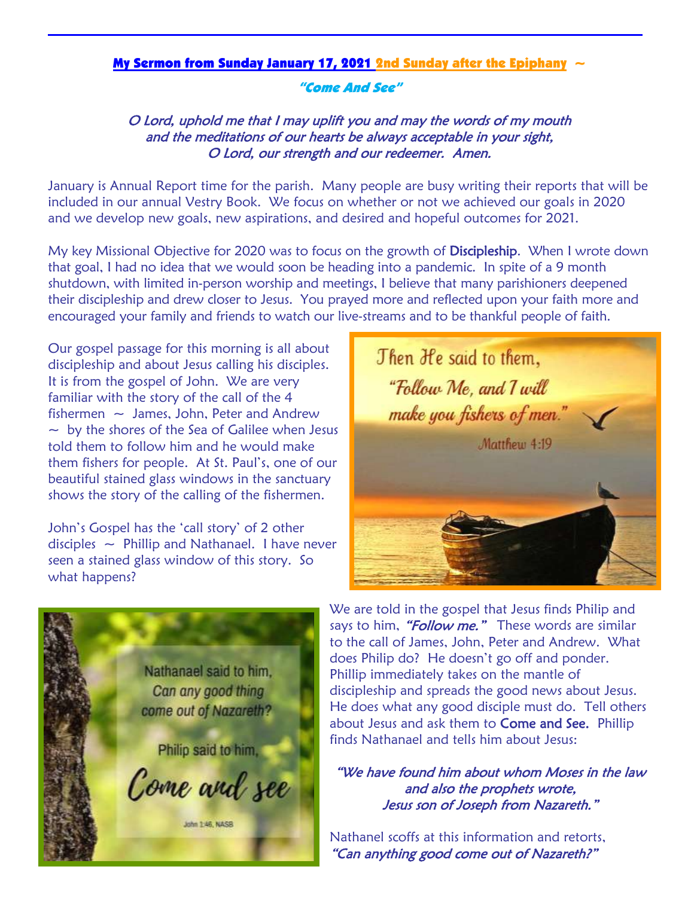## My Sermon from Sunday January 17, 2021 2nd Sunday after the Epiphany ~

### *"Come And See"*

*O Lord, uphold me that I may uplift you and may the words of my mouth*
*and the meditations of our hearts be always acceptable in your sight,*
*O Lord, our strength and our redeemer. Amen.*

January is Annual Report time for the parish. Many people are busy writing their reports that will be included in our annual Vestry Book. We focus on whether or not we achieved our goals in 2020 and we develop new goals, new aspirations, and desired and hopeful outcomes for 2021.

My key Missional Objective for 2020 was to focus on the growth of Discipleship. When I wrote down that goal, I had no idea that we would soon be heading into a pandemic. In spite of a 9 month shutdown, with limited in-person worship and meetings, I believe that many parishioners deepened their discipleship and drew closer to Jesus. You prayed more and reflected upon your faith more and encouraged your family and friends to watch our live-streams and to be thankful people of faith.

Our gospel passage for this morning is all about discipleship and about Jesus calling his disciples. It is from the gospel of John. We are very familiar with the story of the call of the 4 fishermen ~ James, John, Peter and Andrew ~ by the shores of the Sea of Galilee when Jesus told them to follow him and he would make them fishers for people. At St. Paul's, one of our beautiful stained glass windows in the sanctuary shows the story of the calling of the fishermen.

Then He said to them, "Follow Me, and I will make you fishers of men." Matthew 4:19

John's Gospel has the 'call story' of 2 other disciples ~ Phillip and Nathanael. I have never seen a stained glass window of this story. So what happens?

Nathanael said to him, Can any good thing come out of Nazareth? Philip said to him, Come and see. John 1:46, NASB

We are told in the gospel that Jesus finds Philip and says to him, *"Follow me."* These words are similar to the call of James, John, Peter and Andrew. What does Philip do? He doesn't go off and ponder. Phillip immediately takes on the mantle of discipleship and spreads the good news about Jesus. He does what any good disciple must do. Tell others about Jesus and ask them to Come and See. Phillip finds Nathanael and tells him about Jesus:

*"We have found him about whom Moses in the law*
*and also the prophets wrote,*
*Jesus son of Joseph from Nazareth."*

Nathanel scoffs at this information and retorts, *"Can anything good come out of Nazareth?"*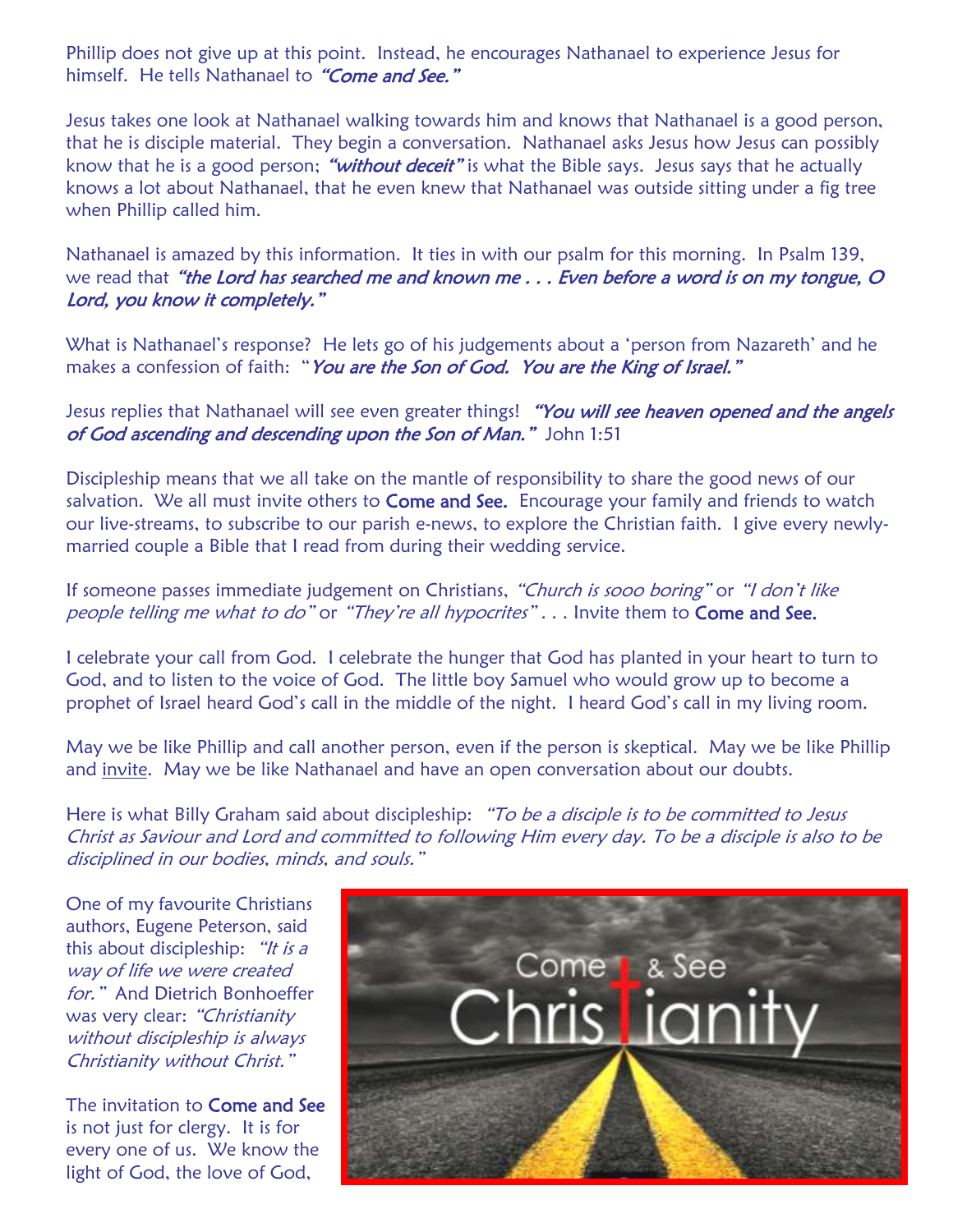Phillip does not give up at this point. Instead, he encourages Nathanael to experience Jesus for himself. He tells Nathanael to ***"Come and See."***

Jesus takes one look at Nathanael walking towards him and knows that Nathanael is a good person, that he is disciple material. They begin a conversation. Nathanael asks Jesus how Jesus can possibly know that he is a good person; ***"without deceit"*** is what the Bible says. Jesus says that he actually knows a lot about Nathanael, that he even knew that Nathanael was outside sitting under a fig tree when Phillip called him.

Nathanael is amazed by this information. It ties in with our psalm for this morning. In Psalm 139, we read that ***"the Lord has searched me and known me . . . Even before a word is on my tongue, O Lord, you know it completely."***

What is Nathanael's response? He lets go of his judgements about a 'person from Nazareth' and he makes a confession of faith: "***You are the Son of God. You are the King of Israel."***

Jesus replies that Nathanael will see even greater things! ***"You will see heaven opened and the angels of God ascending and descending upon the Son of Man."*** John 1:51

Discipleship means that we all take on the mantle of responsibility to share the good news of our salvation. We all must invite others to **Come and See.** Encourage your family and friends to watch our live-streams, to subscribe to our parish e-news, to explore the Christian faith. I give every newly-married couple a Bible that I read from during their wedding service.

If someone passes immediate judgement on Christians, *"Church is sooo boring"* or *"I don't like people telling me what to do"* or *"They're all hypocrites"* . . . Invite them to **Come and See.**

I celebrate your call from God. I celebrate the hunger that God has planted in your heart to turn to God, and to listen to the voice of God. The little boy Samuel who would grow up to become a prophet of Israel heard God's call in the middle of the night. I heard God's call in my living room.

May we be like Phillip and call another person, even if the person is skeptical. May we be like Phillip and invite. May we be like Nathanael and have an open conversation about our doubts.

Here is what Billy Graham said about discipleship: *"To be a disciple is to be committed to Jesus Christ as Saviour and Lord and committed to following Him every day. To be a disciple is also to be disciplined in our bodies, minds, and souls."*

One of my favourite Christians authors, Eugene Peterson, said this about discipleship: *"It is a way of life we were created for."* And Dietrich Bonhoeffer was very clear: *"Christianity without discipleship is always Christianity without Christ."*

The invitation to **Come and See** is not just for clergy. It is for every one of us. We know the light of God, the love of God,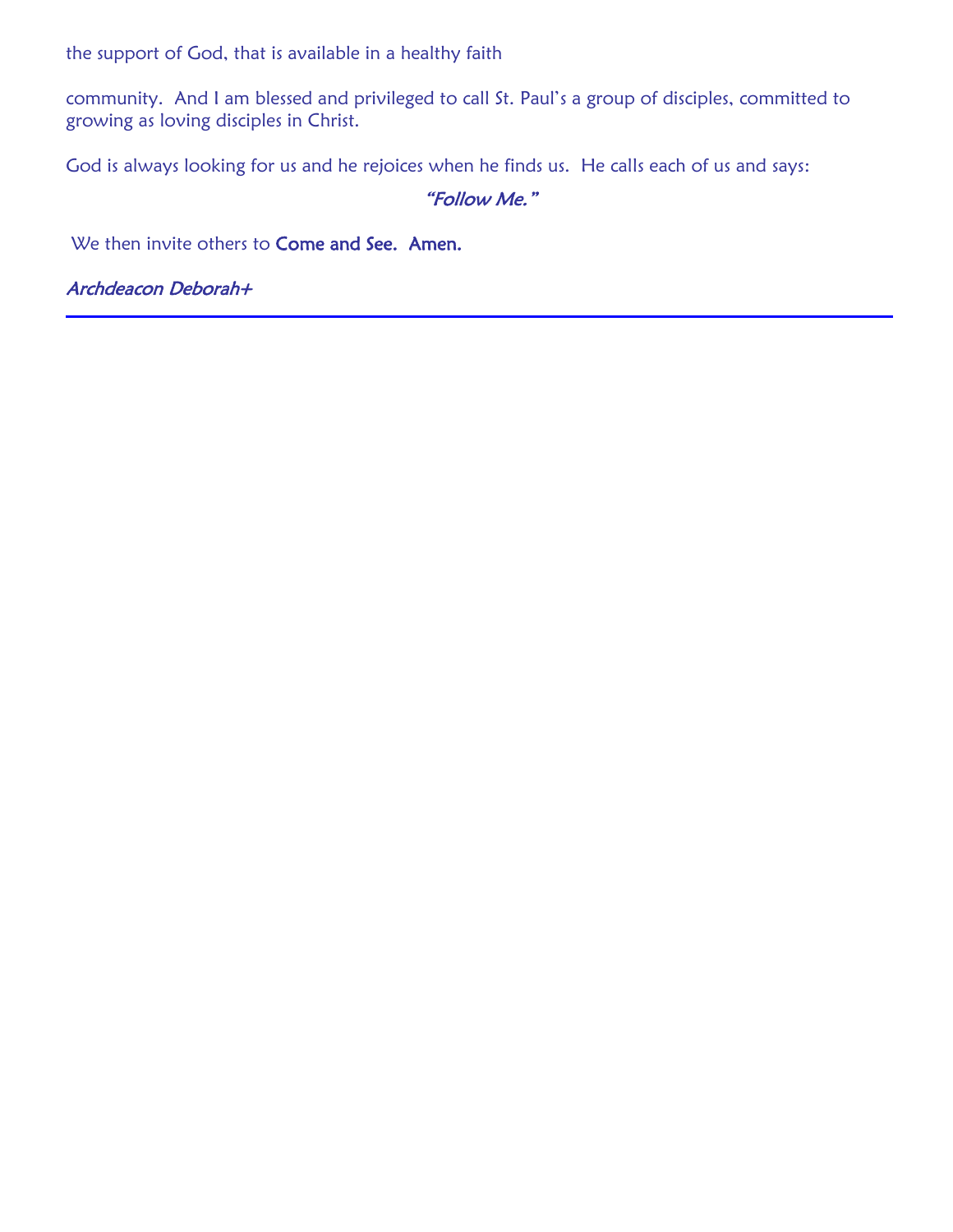the support of God, that is available in a healthy faith

community. And I am blessed and privileged to call St. Paul's a group of disciples, committed to growing as loving disciples in Christ.

God is always looking for us and he rejoices when he finds us. He calls each of us and says:

*"Follow Me."*

We then invite others to Come and See. Amen.

*Archdeacon Deborah+*

---